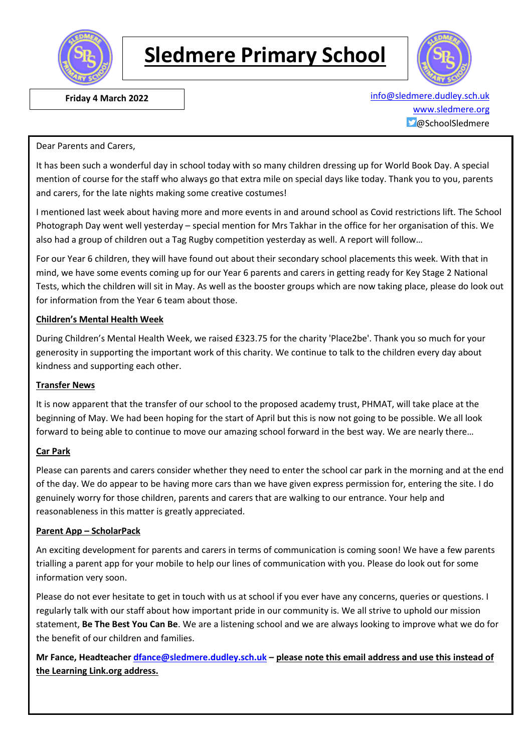# Sledmere Primary School

**Friday 4 March 2022**

info@sledmere.dudley.sch.uk
www.sledmere.org
@SchoolSledmere

Dear Parents and Carers,

It has been such a wonderful day in school today with so many children dressing up for World Book Day. A special mention of course for the staff who always go that extra mile on special days like today. Thank you to you, parents and carers, for the late nights making some creative costumes!

I mentioned last week about having more and more events in and around school as Covid restrictions lift. The School Photograph Day went well yesterday – special mention for Mrs Takhar in the office for her organisation of this. We also had a group of children out a Tag Rugby competition yesterday as well. A report will follow…

For our Year 6 children, they will have found out about their secondary school placements this week. With that in mind, we have some events coming up for our Year 6 parents and carers in getting ready for Key Stage 2 National Tests, which the children will sit in May. As well as the booster groups which are now taking place, please do look out for information from the Year 6 team about those.

**Children's Mental Health Week**

During Children's Mental Health Week, we raised £323.75 for the charity 'Place2be'. Thank you so much for your generosity in supporting the important work of this charity. We continue to talk to the children every day about kindness and supporting each other.

**Transfer News**

It is now apparent that the transfer of our school to the proposed academy trust, PHMAT, will take place at the beginning of May. We had been hoping for the start of April but this is now not going to be possible. We all look forward to being able to continue to move our amazing school forward in the best way. We are nearly there…

**Car Park**

Please can parents and carers consider whether they need to enter the school car park in the morning and at the end of the day. We do appear to be having more cars than we have given express permission for, entering the site. I do genuinely worry for those children, parents and carers that are walking to our entrance. Your help and reasonableness in this matter is greatly appreciated.

**Parent App – ScholarPack**

An exciting development for parents and carers in terms of communication is coming soon! We have a few parents trialling a parent app for your mobile to help our lines of communication with you. Please do look out for some information very soon.

Please do not ever hesitate to get in touch with us at school if you ever have any concerns, queries or questions. I regularly talk with our staff about how important pride in our community is. We all strive to uphold our mission statement, **Be The Best You Can Be**. We are a listening school and we are always looking to improve what we do for the benefit of our children and families.

**Mr Fance, Headteacher dfance@sledmere.dudley.sch.uk – please note this email address and use this instead of the Learning Link.org address.**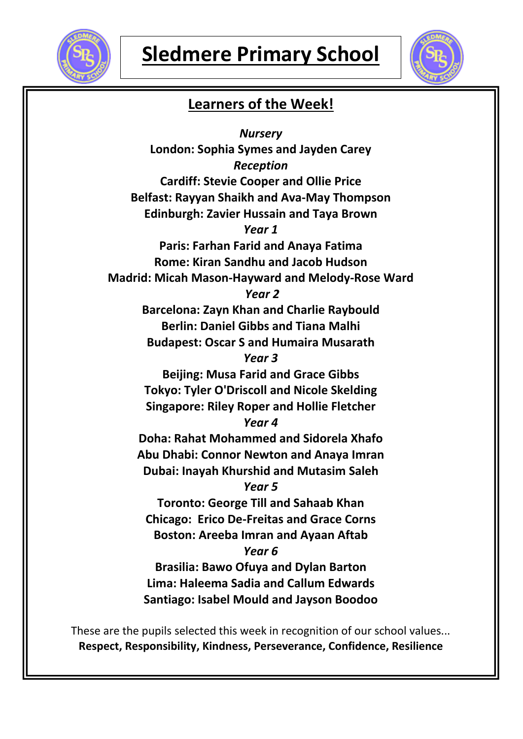# Sledmere Primary School

## Learners of the Week!

*Nursery*

**London: Sophia Symes and Jayden Carey**

*Reception*

**Cardiff: Stevie Cooper and Ollie Price**

**Belfast: Rayyan Shaikh and Ava-May Thompson**

**Edinburgh: Zavier Hussain and Taya Brown**

*Year 1*

**Paris: Farhan Farid and Anaya Fatima**

**Rome: Kiran Sandhu and Jacob Hudson**

**Madrid: Micah Mason-Hayward and Melody-Rose Ward**

*Year 2*

**Barcelona: Zayn Khan and Charlie Raybould**

**Berlin: Daniel Gibbs and Tiana Malhi**

**Budapest: Oscar S and Humaira Musarath**

*Year 3*

**Beijing: Musa Farid and Grace Gibbs**

**Tokyo: Tyler O'Driscoll and Nicole Skelding**

**Singapore: Riley Roper and Hollie Fletcher**

*Year 4*

**Doha: Rahat Mohammed and Sidorela Xhafo**

**Abu Dhabi: Connor Newton and Anaya Imran**

**Dubai: Inayah Khurshid and Mutasim Saleh**

*Year 5*

**Toronto: George Till and Sahaab Khan**

**Chicago: Erico De-Freitas and Grace Corns**

**Boston: Areeba Imran and Ayaan Aftab**

*Year 6*

**Brasilia: Bawo Ofuya and Dylan Barton**

**Lima: Haleema Sadia and Callum Edwards**

**Santiago: Isabel Mould and Jayson Boodoo**

These are the pupils selected this week in recognition of our school values...
**Respect, Responsibility, Kindness, Perseverance, Confidence, Resilience**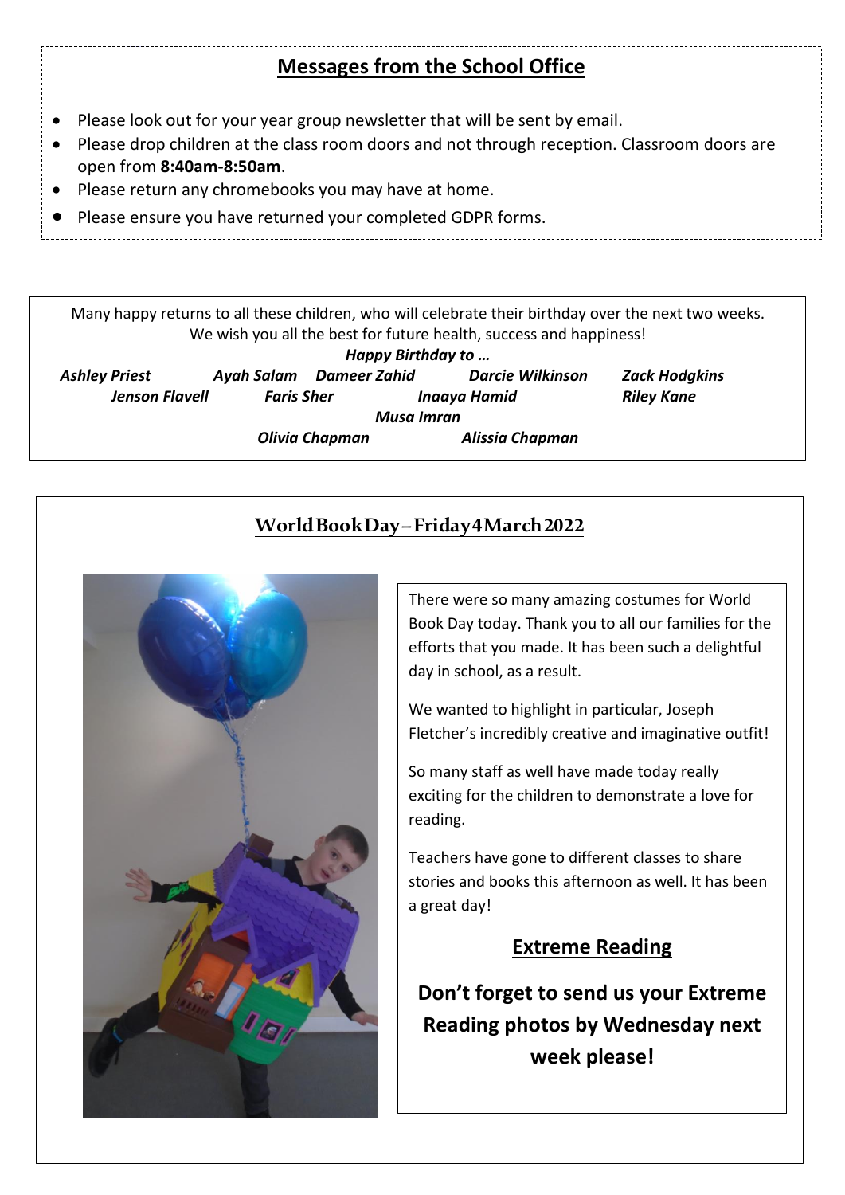## Messages from the School Office

- Please look out for your year group newsletter that will be sent by email.
- Please drop children at the class room doors and not through reception. Classroom doors are open from **8:40am-8:50am**.
- Please return any chromebooks you may have at home.
- Please ensure you have returned your completed GDPR forms.

Many happy returns to all these children, who will celebrate their birthday over the next two weeks. We wish you all the best for future health, success and happiness!

***Happy Birthday to …***

***Ashley Priest*** ***Ayah Salam*** ***Dameer Zahid*** ***Darcie Wilkinson*** ***Zack Hodgkins***
***Jenson Flavell*** ***Faris Sher*** ***Inaaya Hamid*** ***Riley Kane***
***Musa Imran***
***Olivia Chapman*** ***Alissia Chapman***

## World Book Day – Friday 4 March 2022

There were so many amazing costumes for World Book Day today. Thank you to all our families for the efforts that you made. It has been such a delightful day in school, as a result.

We wanted to highlight in particular, Joseph Fletcher's incredibly creative and imaginative outfit!

So many staff as well have made today really exciting for the children to demonstrate a love for reading.

Teachers have gone to different classes to share stories and books this afternoon as well. It has been a great day!

### Extreme Reading

**Don't forget to send us your Extreme Reading photos by Wednesday next week please!**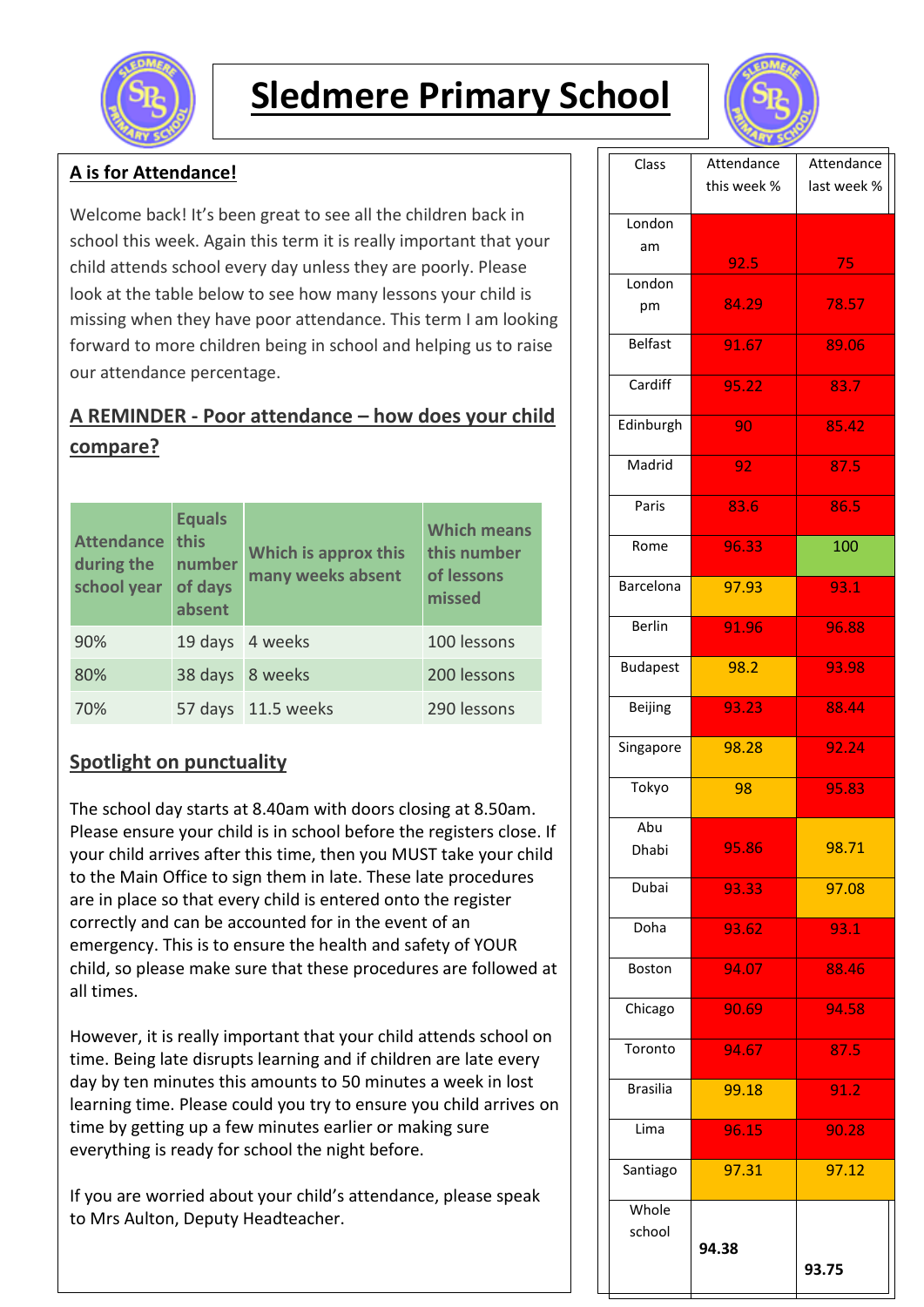# Sledmere Primary School

## A is for Attendance!

Welcome back! It's been great to see all the children back in school this week. Again this term it is really important that your child attends school every day unless they are poorly. Please look at the table below to see how many lessons your child is missing when they have poor attendance. This term I am looking forward to more children being in school and helping us to raise our attendance percentage.

## A REMINDER - Poor attendance – how does your child compare?

| Attendance during the school year | Equals this number of days absent | Which is approx this many weeks absent | Which means this number of lessons missed |
|---|---|---|---|
| 90% | 19 days | 4 weeks | 100 lessons |
| 80% | 38 days | 8 weeks | 200 lessons |
| 70% | 57 days | 11.5 weeks | 290 lessons |

## Spotlight on punctuality

The school day starts at 8.40am with doors closing at 8.50am. Please ensure your child is in school before the registers close. If your child arrives after this time, then you MUST take your child to the Main Office to sign them in late. These late procedures are in place so that every child is entered onto the register correctly and can be accounted for in the event of an emergency. This is to ensure the health and safety of YOUR child, so please make sure that these procedures are followed at all times.

However, it is really important that your child attends school on time. Being late disrupts learning and if children are late every day by ten minutes this amounts to 50 minutes a week in lost learning time. Please could you try to ensure you child arrives on time by getting up a few minutes earlier or making sure everything is ready for school the night before.

If you are worried about your child's attendance, please speak to Mrs Aulton, Deputy Headteacher.

| Class | Attendance this week % | Attendance last week % |
|---|---|---|
| London am | 92.5 | 75 |
| London pm | 84.29 | 78.57 |
| Belfast | 91.67 | 89.06 |
| Cardiff | 95.22 | 83.7 |
| Edinburgh | 90 | 85.42 |
| Madrid | 92 | 87.5 |
| Paris | 83.6 | 86.5 |
| Rome | 96.33 | 100 |
| Barcelona | 97.93 | 93.1 |
| Berlin | 91.96 | 96.88 |
| Budapest | 98.2 | 93.98 |
| Beijing | 93.23 | 88.44 |
| Singapore | 98.28 | 92.24 |
| Tokyo | 98 | 95.83 |
| Abu Dhabi | 95.86 | 98.71 |
| Dubai | 93.33 | 97.08 |
| Doha | 93.62 | 93.1 |
| Boston | 94.07 | 88.46 |
| Chicago | 90.69 | 94.58 |
| Toronto | 94.67 | 87.5 |
| Brasilia | 99.18 | 91.2 |
| Lima | 96.15 | 90.28 |
| Santiago | 97.31 | 97.12 |
| Whole school | **94.38** | **93.75** |